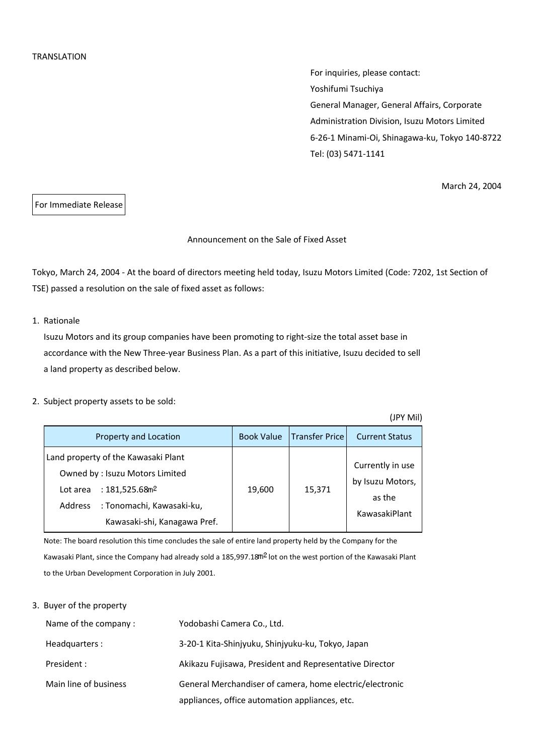TRANSLATION

For inquiries, please contact:
Yoshifumi Tsuchiya
General Manager, General Affairs, Corporate Administration Division, Isuzu Motors Limited
6-26-1 Minami-Oi, Shinagawa-ku, Tokyo 140-8722
Tel: (03) 5471-1141

March 24, 2004

For Immediate Release

# Announcement on the Sale of Fixed Asset

Tokyo, March 24, 2004 - At the board of directors meeting held today, Isuzu Motors Limited (Code: 7202, 1st Section of TSE) passed a resolution on the sale of fixed asset as follows:

1. Rationale

   Isuzu Motors and its group companies have been promoting to right-size the total asset base in accordance with the New Three-year Business Plan. As a part of this initiative, Isuzu decided to sell a land property as described below.

2. Subject property assets to be sold:

(JPY Mil)

| Property and Location | Book Value | Transfer Price | Current Status |
|---|---|---|---|
| Land property of the Kawasaki Plant<br>Owned by : Isuzu Motors Limited<br>Lot area : 181,525.68㎡<br>Address : Tonomachi, Kawasaki-ku, Kawasaki-shi, Kanagawa Pref. | 19,600 | 15,371 | Currently in use by Isuzu Motors, as the KawasakiPlant |

Note: The board resolution this time concludes the sale of entire land property held by the Company for the Kawasaki Plant, since the Company had already sold a 185,997.18㎡ lot on the west portion of the Kawasaki Plant to the Urban Development Corporation in July 2001.

3. Buyer of the property

| | |
|---|---|
| Name of the company : | Yodobashi Camera Co., Ltd. |
| Headquarters : | 3-20-1 Kita-Shinjyuku, Shinjyuku-ku, Tokyo, Japan |
| President : | Akikazu Fujisawa, President and Representative Director |
| Main line of business | General Merchandiser of camera, home electric/electronic appliances, office automation appliances, etc. |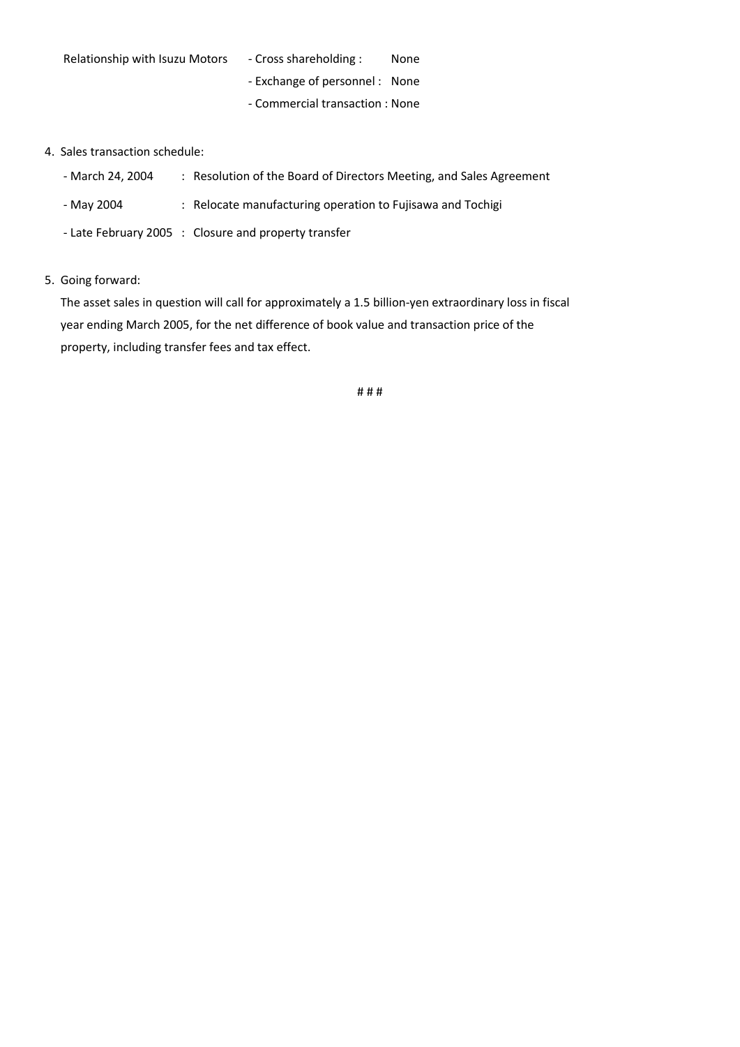| | | |
|---|---|---|
| Relationship with Isuzu Motors | - Cross shareholding : | None |
| | - Exchange of personnel : | None |
| | - Commercial transaction : | None |

4. Sales transaction schedule:

   - March 24, 2004 : Resolution of the Board of Directors Meeting, and Sales Agreement
   - May 2004 : Relocate manufacturing operation to Fujisawa and Tochigi
   - Late February 2005 : Closure and property transfer

5. Going forward:

   The asset sales in question will call for approximately a 1.5 billion-yen extraordinary loss in fiscal year ending March 2005, for the net difference of book value and transaction price of the property, including transfer fees and tax effect.

# # #